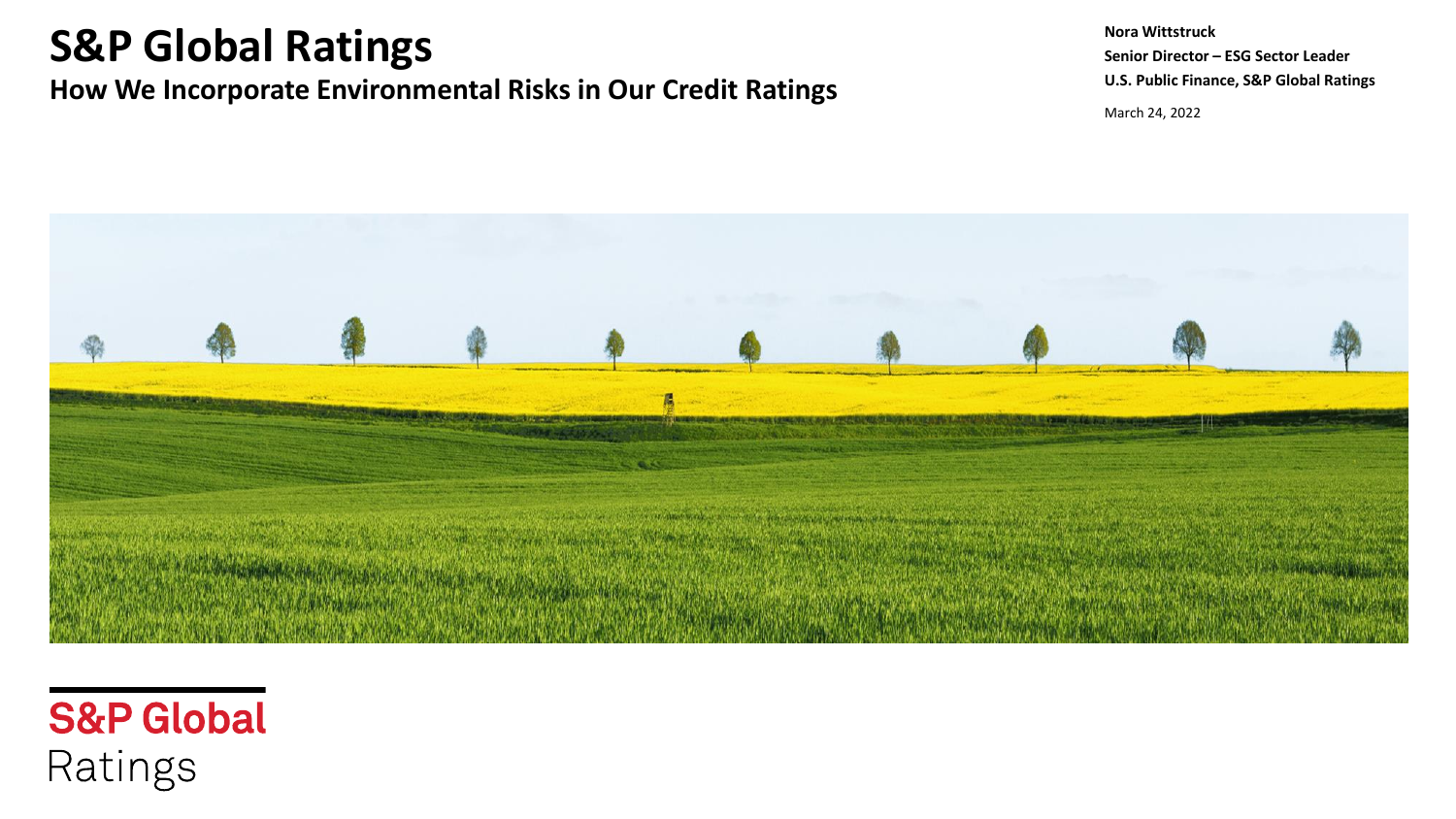# S&P Global Ratings

## How We Incorporate Environmental Risks in Our Credit Ratings

**Nora Wittstruck**
**Senior Director – ESG Sector Leader**
**U.S. Public Finance, S&P Global Ratings**

March 24, 2022

S&P Global
Ratings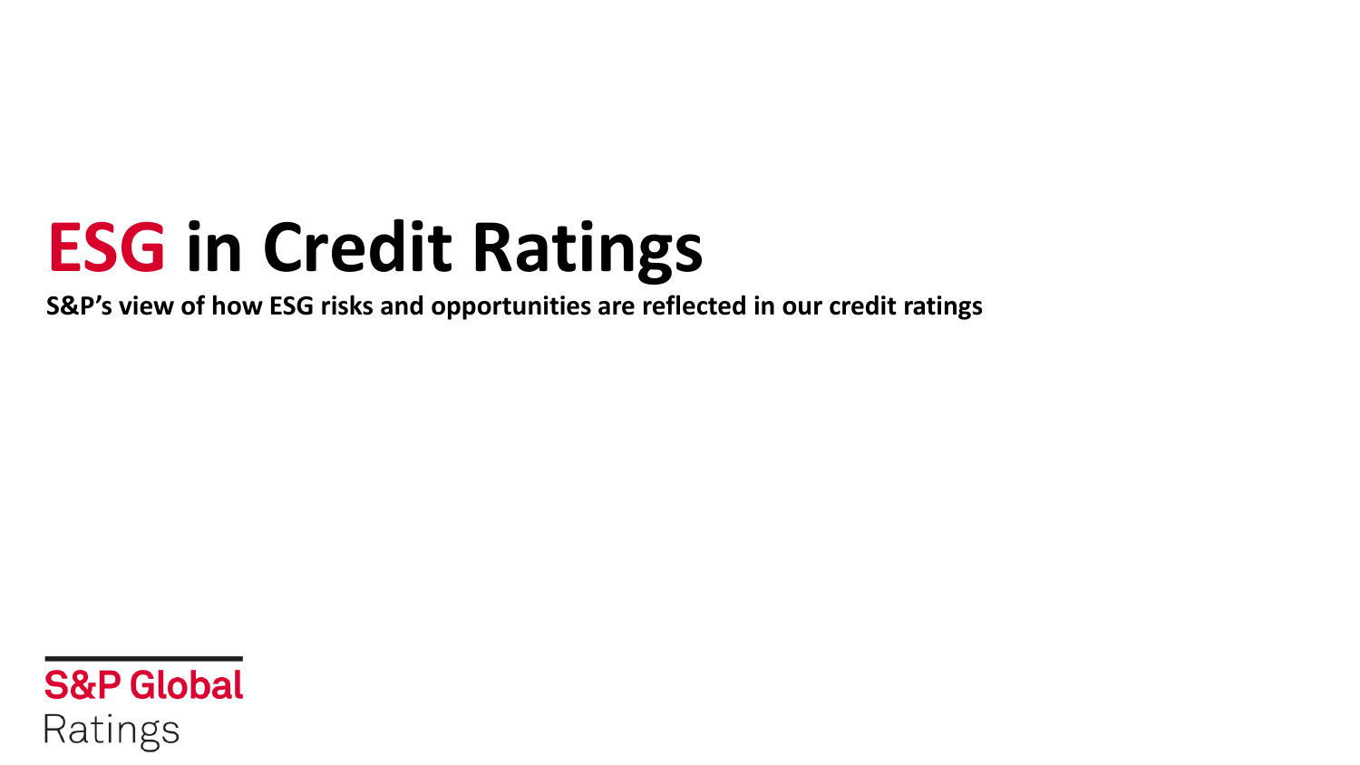# ESG in Credit Ratings

**S&P's view of how ESG risks and opportunities are reflected in our credit ratings**

S&P Global

Ratings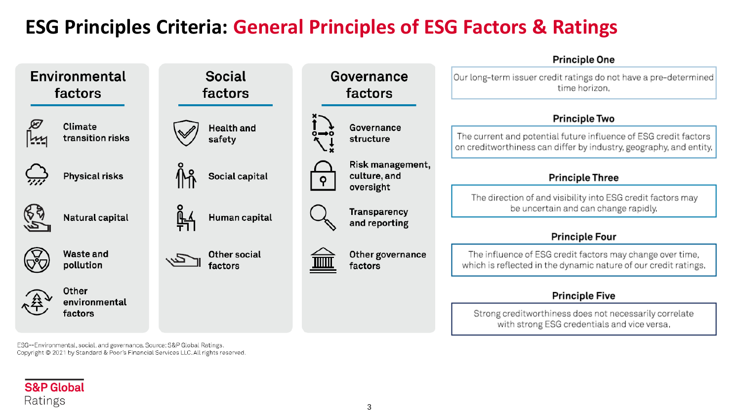# ESG Principles Criteria: General Principles of ESG Factors & Ratings

## Environmental factors

- Climate transition risks
- Physical risks
- Natural capital
- Waste and pollution
- Other environmental factors

## Social factors

- Health and safety
- Social capital
- Human capital
- Other social factors

## Governance factors

- Governance structure
- Risk management, culture, and oversight
- Transparency and reporting
- Other governance factors

### Principle One

Our long-term issuer credit ratings do not have a pre-determined time horizon.

### Principle Two

The current and potential future influence of ESG credit factors on creditworthiness can differ by industry, geography, and entity.

### Principle Three

The direction of and visibility into ESG credit factors may be uncertain and can change rapidly.

### Principle Four

The influence of ESG credit factors may change over time, which is reflected in the dynamic nature of our credit ratings.

### Principle Five

Strong creditworthiness does not necessarily correlate with strong ESG credentials and vice versa.

ESG--Environmental, social, and governance. Source: S&P Global Ratings.
Copyright © 2021 by Standard & Poor's Financial Services LLC. All rights reserved.

S&P Global Ratings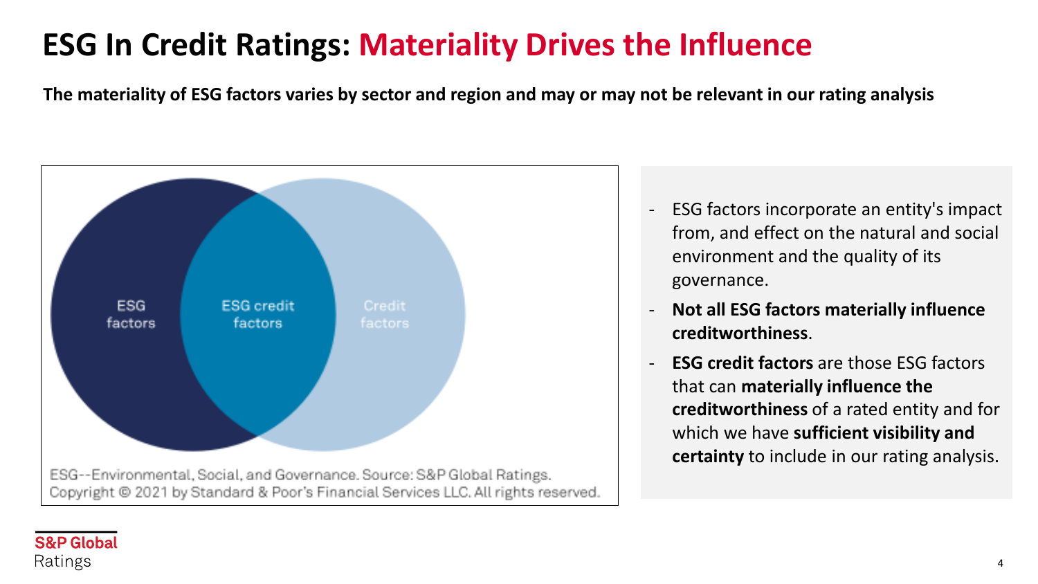# ESG In Credit Ratings: Materiality Drives the Influence

**The materiality of ESG factors varies by sector and region and may or may not be relevant in our rating analysis**

ESG factors | ESG credit factors | Credit factors

ESG--Environmental, Social, and Governance. Source: S&P Global Ratings.
Copyright © 2021 by Standard & Poor's Financial Services LLC. All rights reserved.

- ESG factors incorporate an entity's impact from, and effect on the natural and social environment and the quality of its governance.
- **Not all ESG factors materially influence creditworthiness**.
- **ESG credit factors** are those ESG factors that can **materially influence the creditworthiness** of a rated entity and for which we have **sufficient visibility and certainty** to include in our rating analysis.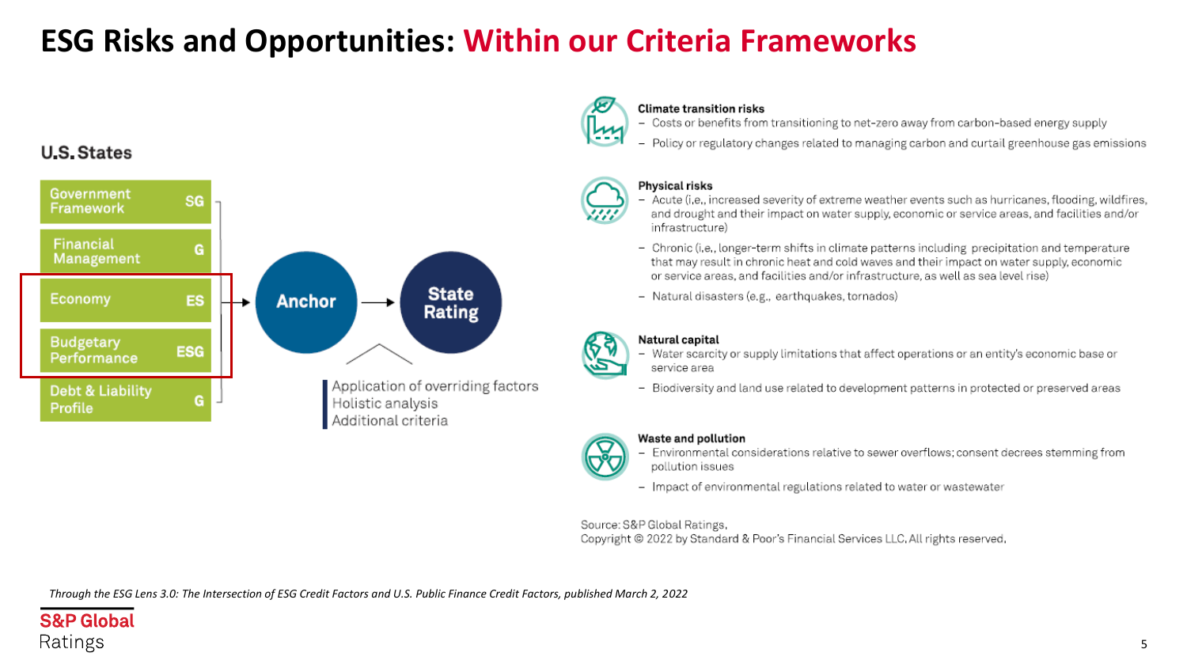# ESG Risks and Opportunities: Within our Criteria Frameworks

### U.S. States

| Factor | ESG |
| --- | --- |
| Government Framework | SG |
| Financial Management | G |
| Economy | ES |
| Budgetary Performance | ESG |
| Debt & Liability Profile | G |

Anchor → State Rating

Application of overriding factors
Holistic analysis
Additional criteria

**Climate transition risks**

- Costs or benefits from transitioning to net-zero away from carbon-based energy supply
- Policy or regulatory changes related to managing carbon and curtail greenhouse gas emissions

**Physical risks**

- Acute (i.e,, increased severity of extreme weather events such as hurricanes, flooding, wildfires, and drought and their impact on water supply, economic or service areas, and facilities and/or infrastructure)
- Chronic (i.e., longer-term shifts in climate patterns including precipitation and temperature that may result in chronic heat and cold waves and their impact on water supply, economic or service areas, and facilities and/or infrastructure, as well as sea level rise)
- Natural disasters (e.g., earthquakes, tornados)

**Natural capital**

- Water scarcity or supply limitations that affect operations or an entity's economic base or service area
- Biodiversity and land use related to development patterns in protected or preserved areas

**Waste and pollution**

- Environmental considerations relative to sewer overflows; consent decrees stemming from pollution issues
- Impact of environmental regulations related to water or wastewater

Source: S&P Global Ratings.
Copyright © 2022 by Standard & Poor's Financial Services LLC. All rights reserved.

*Through the ESG Lens 3.0: The Intersection of ESG Credit Factors and U.S. Public Finance Credit Factors, published March 2, 2022*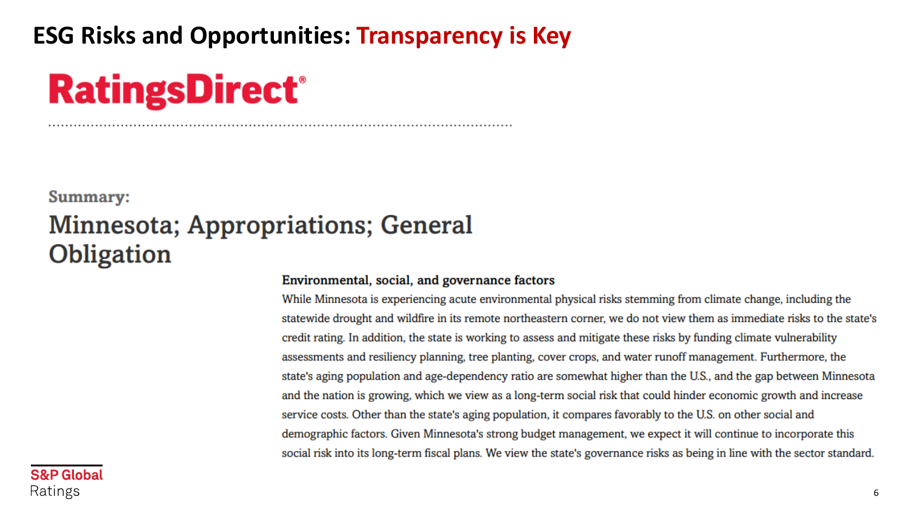# ESG Risks and Opportunities: Transparency is Key

**RatingsDirect®**

Summary:

## Minnesota; Appropriations; General Obligation

### Environmental, social, and governance factors

While Minnesota is experiencing acute environmental physical risks stemming from climate change, including the statewide drought and wildfire in its remote northeastern corner, we do not view them as immediate risks to the state's credit rating. In addition, the state is working to assess and mitigate these risks by funding climate vulnerability assessments and resiliency planning, tree planting, cover crops, and water runoff management. Furthermore, the state's aging population and age-dependency ratio are somewhat higher than the U.S., and the gap between Minnesota and the nation is growing, which we view as a long-term social risk that could hinder economic growth and increase service costs. Other than the state's aging population, it compares favorably to the U.S. on other social and demographic factors. Given Minnesota's strong budget management, we expect it will continue to incorporate this social risk into its long-term fiscal plans. We view the state's governance risks as being in line with the sector standard.

S&P Global Ratings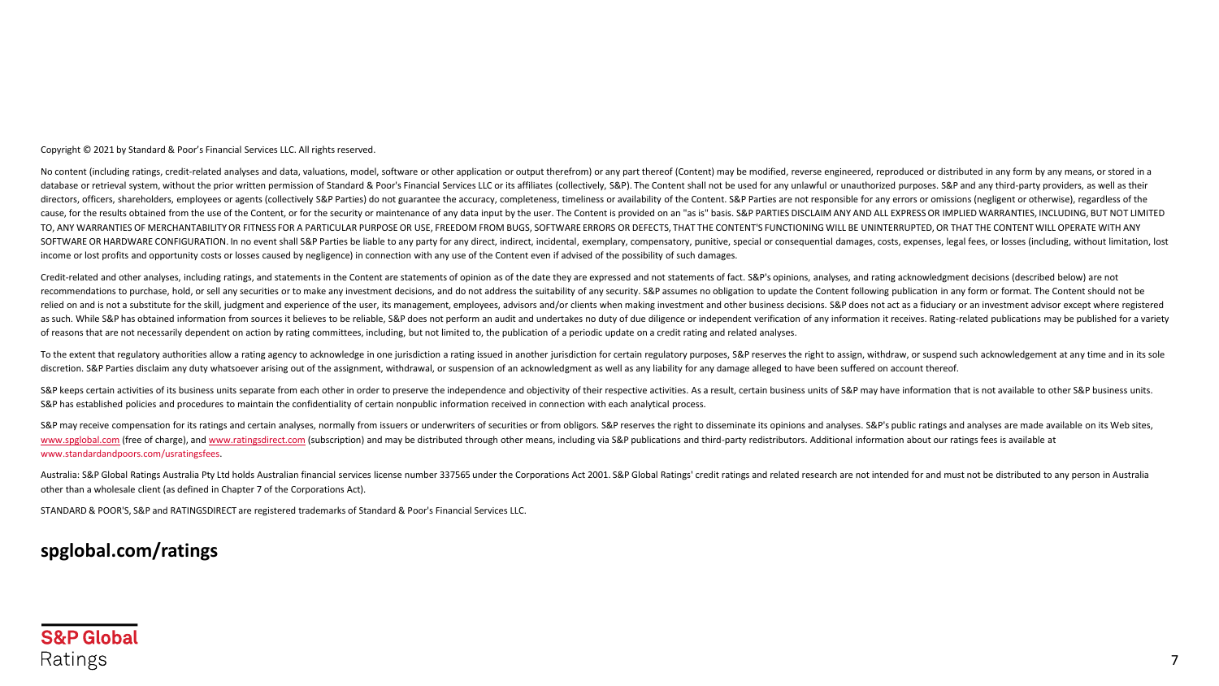Copyright © 2021 by Standard & Poor's Financial Services LLC. All rights reserved.

No content (including ratings, credit-related analyses and data, valuations, model, software or other application or output therefrom) or any part thereof (Content) may be modified, reverse engineered, reproduced or distributed in any form by any means, or stored in a database or retrieval system, without the prior written permission of Standard & Poor's Financial Services LLC or its affiliates (collectively, S&P). The Content shall not be used for any unlawful or unauthorized purposes. S&P and any third-party providers, as well as their directors, officers, shareholders, employees or agents (collectively S&P Parties) do not guarantee the accuracy, completeness, timeliness or availability of the Content. S&P Parties are not responsible for any errors or omissions (negligent or otherwise), regardless of the cause, for the results obtained from the use of the Content, or for the security or maintenance of any data input by the user. The Content is provided on an "as is" basis. S&P PARTIES DISCLAIM ANY AND ALL EXPRESS OR IMPLIED WARRANTIES, INCLUDING, BUT NOT LIMITED TO, ANY WARRANTIES OF MERCHANTABILITY OR FITNESS FOR A PARTICULAR PURPOSE OR USE, FREEDOM FROM BUGS, SOFTWARE ERRORS OR DEFECTS, THAT THE CONTENT'S FUNCTIONING WILL BE UNINTERRUPTED, OR THAT THE CONTENT WILL OPERATE WITH ANY SOFTWARE OR HARDWARE CONFIGURATION. In no event shall S&P Parties be liable to any party for any direct, indirect, incidental, exemplary, compensatory, punitive, special or consequential damages, costs, expenses, legal fees, or losses (including, without limitation, lost income or lost profits and opportunity costs or losses caused by negligence) in connection with any use of the Content even if advised of the possibility of such damages.

Credit-related and other analyses, including ratings, and statements in the Content are statements of opinion as of the date they are expressed and not statements of fact. S&P's opinions, analyses, and rating acknowledgment decisions (described below) are not recommendations to purchase, hold, or sell any securities or to make any investment decisions, and do not address the suitability of any security. S&P assumes no obligation to update the Content following publication in any form or format. The Content should not be relied on and is not a substitute for the skill, judgment and experience of the user, its management, employees, advisors and/or clients when making investment and other business decisions. S&P does not act as a fiduciary or an investment advisor except where registered as such. While S&P has obtained information from sources it believes to be reliable, S&P does not perform an audit and undertakes no duty of due diligence or independent verification of any information it receives. Rating-related publications may be published for a variety of reasons that are not necessarily dependent on action by rating committees, including, but not limited to, the publication of a periodic update on a credit rating and related analyses.

To the extent that regulatory authorities allow a rating agency to acknowledge in one jurisdiction a rating issued in another jurisdiction for certain regulatory purposes, S&P reserves the right to assign, withdraw, or suspend such acknowledgement at any time and in its sole discretion. S&P Parties disclaim any duty whatsoever arising out of the assignment, withdrawal, or suspension of an acknowledgment as well as any liability for any damage alleged to have been suffered on account thereof.

S&P keeps certain activities of its business units separate from each other in order to preserve the independence and objectivity of their respective activities. As a result, certain business units of S&P may have information that is not available to other S&P business units. S&P has established policies and procedures to maintain the confidentiality of certain nonpublic information received in connection with each analytical process.

S&P may receive compensation for its ratings and certain analyses, normally from issuers or underwriters of securities or from obligors. S&P reserves the right to disseminate its opinions and analyses. S&P's public ratings and analyses are made available on its Web sites, www.spglobal.com (free of charge), and www.ratingsdirect.com (subscription) and may be distributed through other means, including via S&P publications and third-party redistributors. Additional information about our ratings fees is available at www.standardandpoors.com/usratingsfees.

Australia: S&P Global Ratings Australia Pty Ltd holds Australian financial services license number 337565 under the Corporations Act 2001. S&P Global Ratings' credit ratings and related research are not intended for and must not be distributed to any person in Australia other than a wholesale client (as defined in Chapter 7 of the Corporations Act).

STANDARD & POOR'S, S&P and RATINGSDIRECT are registered trademarks of Standard & Poor's Financial Services LLC.

**spglobal.com/ratings**

**S&P Global**
Ratings